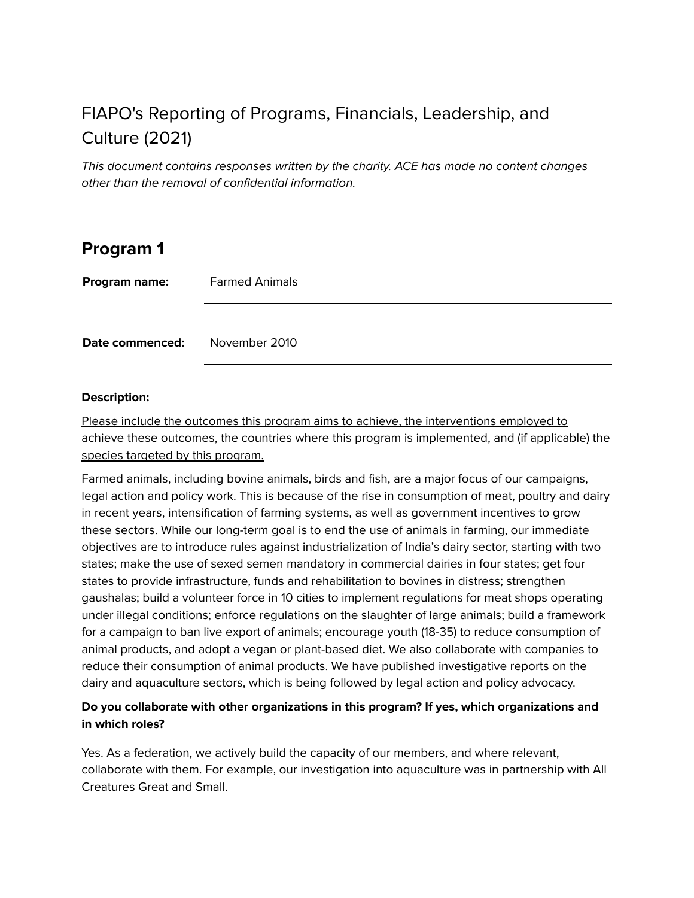# FIAPO's Reporting of Programs, Financials, Leadership, and Culture (2021)

*This document contains responses written by the charity. ACE has made no content changes other than the removal of confidential information.*

---

## Program 1

**Program name:** Farmed Animals

**Date commenced:** November 2010

**Description:**

Please include the outcomes this program aims to achieve, the interventions employed to achieve these outcomes, the countries where this program is implemented, and (if applicable) the species targeted by this program.

Farmed animals, including bovine animals, birds and fish, are a major focus of our campaigns, legal action and policy work. This is because of the rise in consumption of meat, poultry and dairy in recent years, intensification of farming systems, as well as government incentives to grow these sectors. While our long-term goal is to end the use of animals in farming, our immediate objectives are to introduce rules against industrialization of India's dairy sector, starting with two states; make the use of sexed semen mandatory in commercial dairies in four states; get four states to provide infrastructure, funds and rehabilitation to bovines in distress; strengthen gaushalas; build a volunteer force in 10 cities to implement regulations for meat shops operating under illegal conditions; enforce regulations on the slaughter of large animals; build a framework for a campaign to ban live export of animals; encourage youth (18-35) to reduce consumption of animal products, and adopt a vegan or plant-based diet. We also collaborate with companies to reduce their consumption of animal products. We have published investigative reports on the dairy and aquaculture sectors, which is being followed by legal action and policy advocacy.

**Do you collaborate with other organizations in this program? If yes, which organizations and in which roles?**

Yes. As a federation, we actively build the capacity of our members, and where relevant, collaborate with them. For example, our investigation into aquaculture was in partnership with All Creatures Great and Small.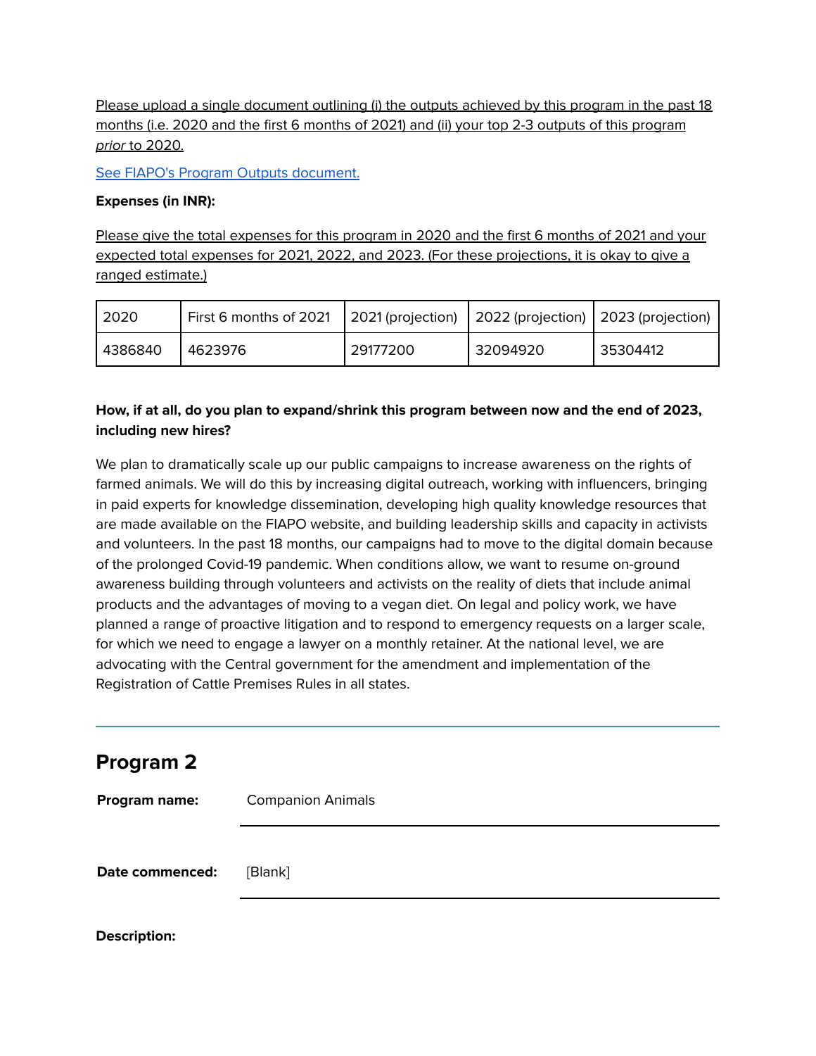Please upload a single document outlining (i) the outputs achieved by this program in the past 18 months (i.e. 2020 and the first 6 months of 2021) and (ii) your top 2-3 outputs of this program *prior* to 2020.

[See FIAPO's Program Outputs document.]

**Expenses (in INR):**

Please give the total expenses for this program in 2020 and the first 6 months of 2021 and your expected total expenses for 2021, 2022, and 2023. (For these projections, it is okay to give a ranged estimate.)

| 2020 | First 6 months of 2021 | 2021 (projection) | 2022 (projection) | 2023 (projection) |
|---|---|---|---|---|
| 4386840 | 4623976 | 29177200 | 32094920 | 35304412 |

**How, if at all, do you plan to expand/shrink this program between now and the end of 2023, including new hires?**

We plan to dramatically scale up our public campaigns to increase awareness on the rights of farmed animals. We will do this by increasing digital outreach, working with influencers, bringing in paid experts for knowledge dissemination, developing high quality knowledge resources that are made available on the FIAPO website, and building leadership skills and capacity in activists and volunteers. In the past 18 months, our campaigns had to move to the digital domain because of the prolonged Covid-19 pandemic. When conditions allow, we want to resume on-ground awareness building through volunteers and activists on the reality of diets that include animal products and the advantages of moving to a vegan diet. On legal and policy work, we have planned a range of proactive litigation and to respond to emergency requests on a larger scale, for which we need to engage a lawyer on a monthly retainer. At the national level, we are advocating with the Central government for the amendment and implementation of the Registration of Cattle Premises Rules in all states.

---

## Program 2

**Program name:** Companion Animals

**Date commenced:** [Blank]

**Description:**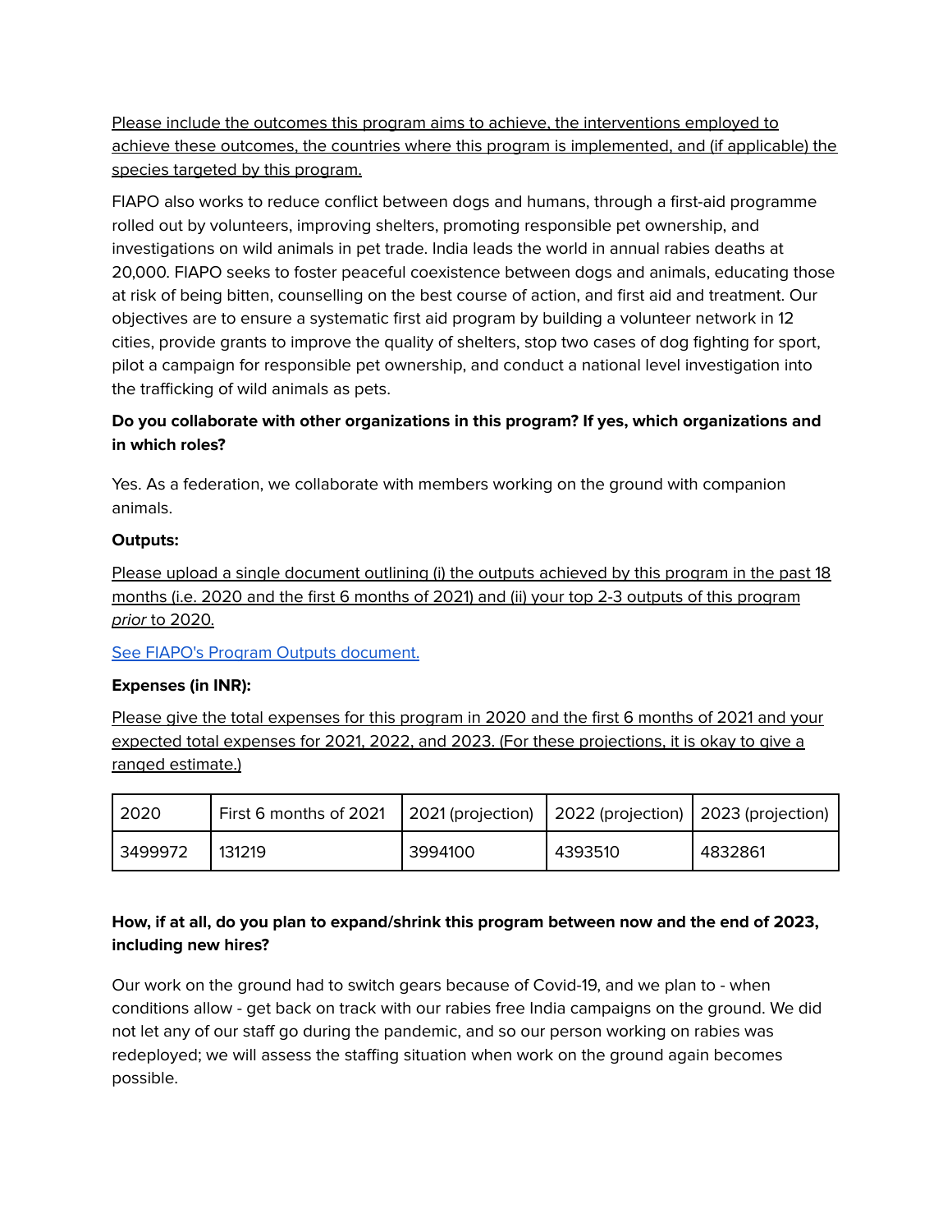Please include the outcomes this program aims to achieve, the interventions employed to achieve these outcomes, the countries where this program is implemented, and (if applicable) the species targeted by this program.

FIAPO also works to reduce conflict between dogs and humans, through a first-aid programme rolled out by volunteers, improving shelters, promoting responsible pet ownership, and investigations on wild animals in pet trade. India leads the world in annual rabies deaths at 20,000. FIAPO seeks to foster peaceful coexistence between dogs and animals, educating those at risk of being bitten, counselling on the best course of action, and first aid and treatment. Our objectives are to ensure a systematic first aid program by building a volunteer network in 12 cities, provide grants to improve the quality of shelters, stop two cases of dog fighting for sport, pilot a campaign for responsible pet ownership, and conduct a national level investigation into the trafficking of wild animals as pets.

**Do you collaborate with other organizations in this program? If yes, which organizations and in which roles?**

Yes. As a federation, we collaborate with members working on the ground with companion animals.

**Outputs:**

Please upload a single document outlining (i) the outputs achieved by this program in the past 18 months (i.e. 2020 and the first 6 months of 2021) and (ii) your top 2-3 outputs of this program *prior* to 2020.

See FIAPO's Program Outputs document.

**Expenses (in INR):**

Please give the total expenses for this program in 2020 and the first 6 months of 2021 and your expected total expenses for 2021, 2022, and 2023. (For these projections, it is okay to give a ranged estimate.)

| 2020 | First 6 months of 2021 | 2021 (projection) | 2022 (projection) | 2023 (projection) |
|---|---|---|---|---|
| 3499972 | 131219 | 3994100 | 4393510 | 4832861 |

**How, if at all, do you plan to expand/shrink this program between now and the end of 2023, including new hires?**

Our work on the ground had to switch gears because of Covid-19, and we plan to - when conditions allow - get back on track with our rabies free India campaigns on the ground. We did not let any of our staff go during the pandemic, and so our person working on rabies was redeployed; we will assess the staffing situation when work on the ground again becomes possible.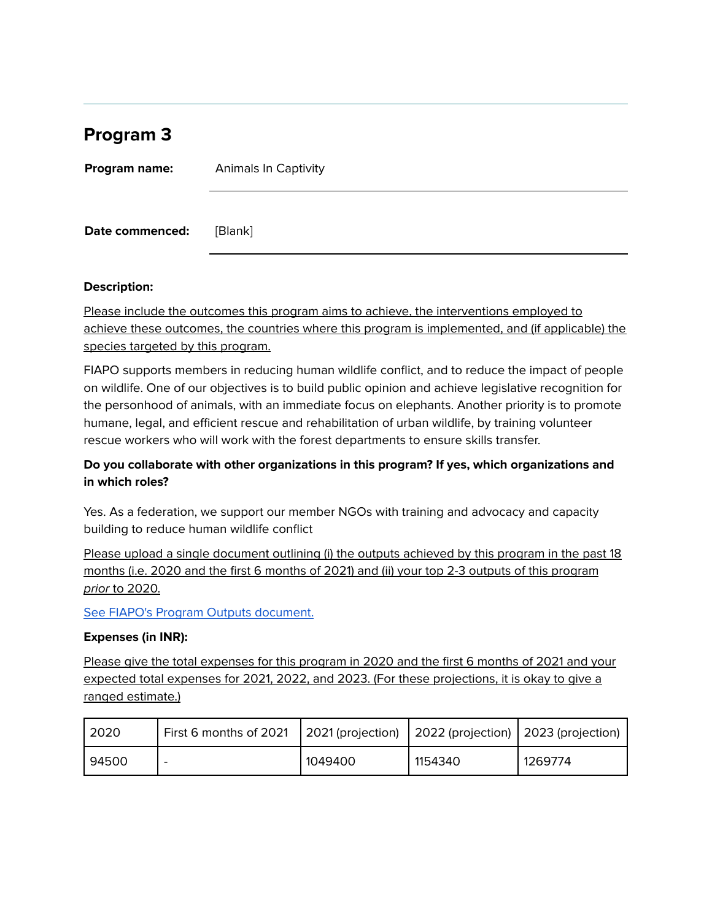## Program 3

| | |
|---|---|
| **Program name:** | Animals In Captivity |
| **Date commenced:** | [Blank] |

**Description:**

Please include the outcomes this program aims to achieve, the interventions employed to achieve these outcomes, the countries where this program is implemented, and (if applicable) the species targeted by this program.

FIAPO supports members in reducing human wildlife conflict, and to reduce the impact of people on wildlife. One of our objectives is to build public opinion and achieve legislative recognition for the personhood of animals, with an immediate focus on elephants. Another priority is to promote humane, legal, and efficient rescue and rehabilitation of urban wildlife, by training volunteer rescue workers who will work with the forest departments to ensure skills transfer.

**Do you collaborate with other organizations in this program? If yes, which organizations and in which roles?**

Yes. As a federation, we support our member NGOs with training and advocacy and capacity building to reduce human wildlife conflict

Please upload a single document outlining (i) the outputs achieved by this program in the past 18 months (i.e. 2020 and the first 6 months of 2021) and (ii) your top 2-3 outputs of this program *prior* to 2020.

See FIAPO's Program Outputs document.

**Expenses (in INR):**

Please give the total expenses for this program in 2020 and the first 6 months of 2021 and your expected total expenses for 2021, 2022, and 2023. (For these projections, it is okay to give a ranged estimate.)

| 2020 | First 6 months of 2021 | 2021 (projection) | 2022 (projection) | 2023 (projection) |
|---|---|---|---|---|
| 94500 | - | 1049400 | 1154340 | 1269774 |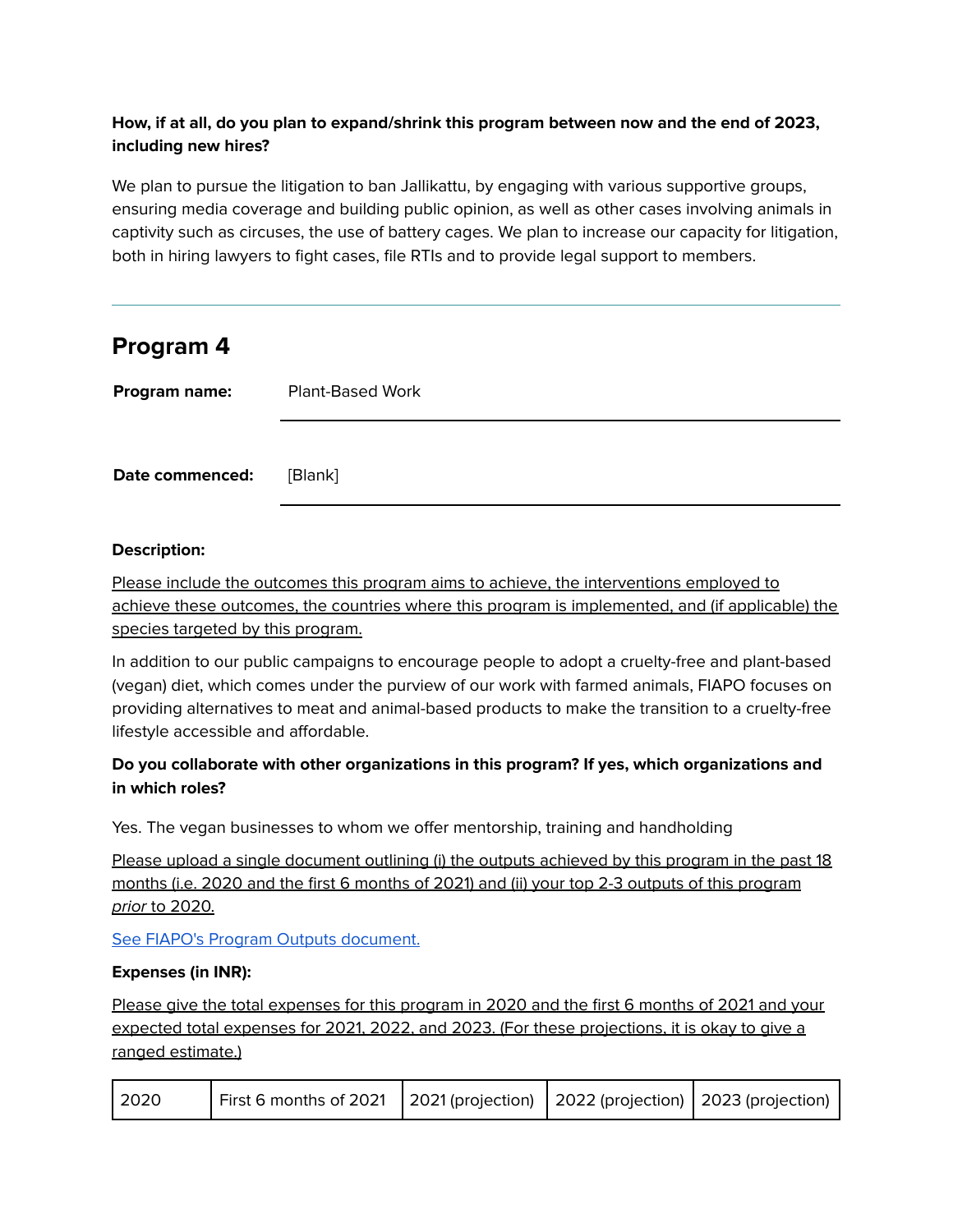**How, if at all, do you plan to expand/shrink this program between now and the end of 2023, including new hires?**

We plan to pursue the litigation to ban Jallikattu, by engaging with various supportive groups, ensuring media coverage and building public opinion, as well as other cases involving animals in captivity such as circuses, the use of battery cages. We plan to increase our capacity for litigation, both in hiring lawyers to fight cases, file RTIs and to provide legal support to members.

---

## Program 4

**Program name:** Plant-Based Work

**Date commenced:** [Blank]

**Description:**

Please include the outcomes this program aims to achieve, the interventions employed to achieve these outcomes, the countries where this program is implemented, and (if applicable) the species targeted by this program.

In addition to our public campaigns to encourage people to adopt a cruelty-free and plant-based (vegan) diet, which comes under the purview of our work with farmed animals, FIAPO focuses on providing alternatives to meat and animal-based products to make the transition to a cruelty-free lifestyle accessible and affordable.

**Do you collaborate with other organizations in this program? If yes, which organizations and in which roles?**

Yes. The vegan businesses to whom we offer mentorship, training and handholding

Please upload a single document outlining (i) the outputs achieved by this program in the past 18 months (i.e. 2020 and the first 6 months of 2021) and (ii) your top 2-3 outputs of this program *prior* to 2020.

See FIAPO's Program Outputs document.

**Expenses (in INR):**

Please give the total expenses for this program in 2020 and the first 6 months of 2021 and your expected total expenses for 2021, 2022, and 2023. (For these projections, it is okay to give a ranged estimate.)

| 2020 | First 6 months of 2021 | 2021 (projection) | 2022 (projection) | 2023 (projection) |
|---|---|---|---|---|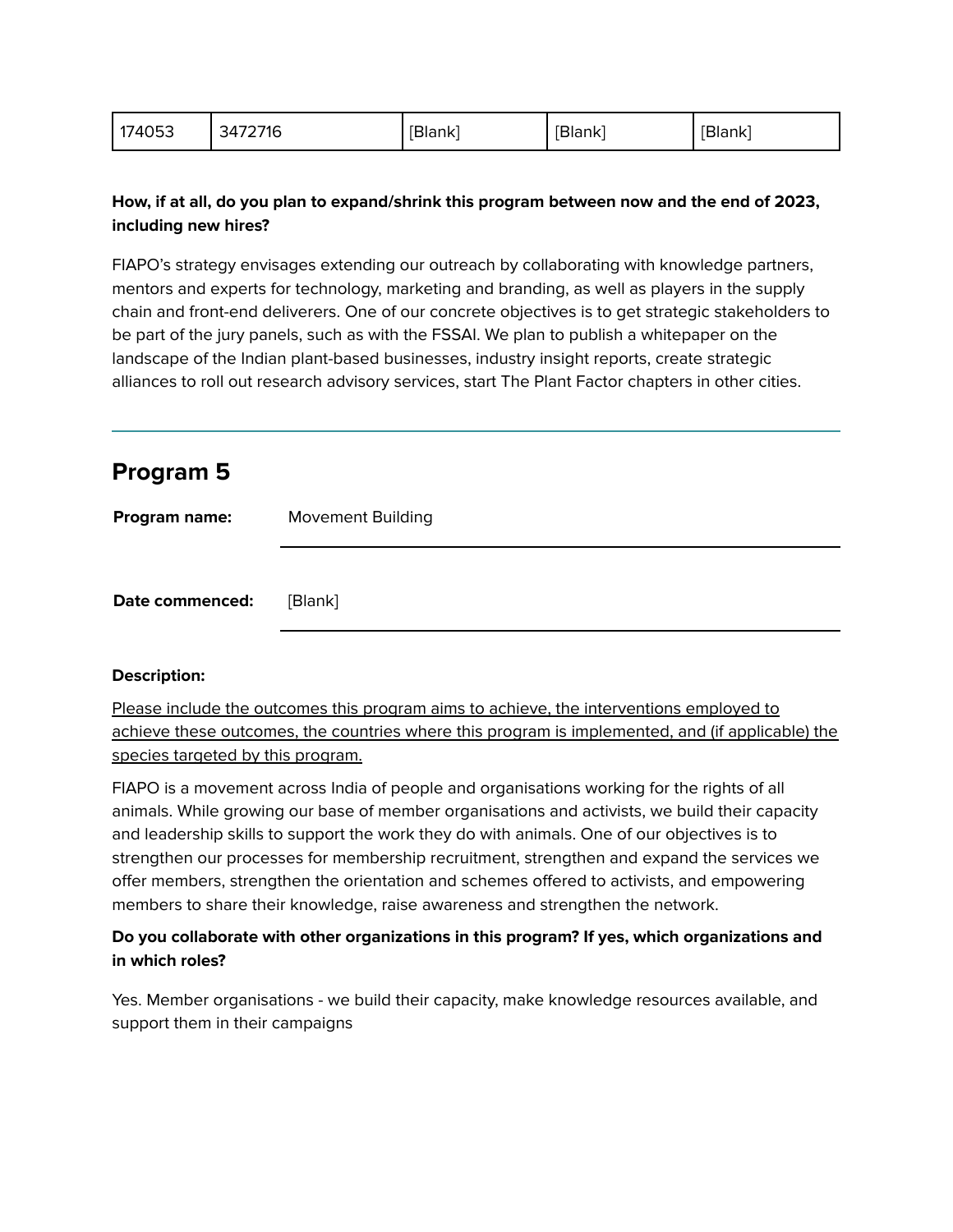| 174053 | 3472716 | [Blank] | [Blank] | [Blank] |
|---|---|---|---|---|

**How, if at all, do you plan to expand/shrink this program between now and the end of 2023, including new hires?**

FIAPO's strategy envisages extending our outreach by collaborating with knowledge partners, mentors and experts for technology, marketing and branding, as well as players in the supply chain and front-end deliverers. One of our concrete objectives is to get strategic stakeholders to be part of the jury panels, such as with the FSSAI. We plan to publish a whitepaper on the landscape of the Indian plant-based businesses, industry insight reports, create strategic alliances to roll out research advisory services, start The Plant Factor chapters in other cities.

---

## Program 5

**Program name:** Movement Building

**Date commenced:** [Blank]

**Description:**

Please include the outcomes this program aims to achieve, the interventions employed to achieve these outcomes, the countries where this program is implemented, and (if applicable) the species targeted by this program.

FIAPO is a movement across India of people and organisations working for the rights of all animals. While growing our base of member organisations and activists, we build their capacity and leadership skills to support the work they do with animals. One of our objectives is to strengthen our processes for membership recruitment, strengthen and expand the services we offer members, strengthen the orientation and schemes offered to activists, and empowering members to share their knowledge, raise awareness and strengthen the network.

**Do you collaborate with other organizations in this program? If yes, which organizations and in which roles?**

Yes. Member organisations - we build their capacity, make knowledge resources available, and support them in their campaigns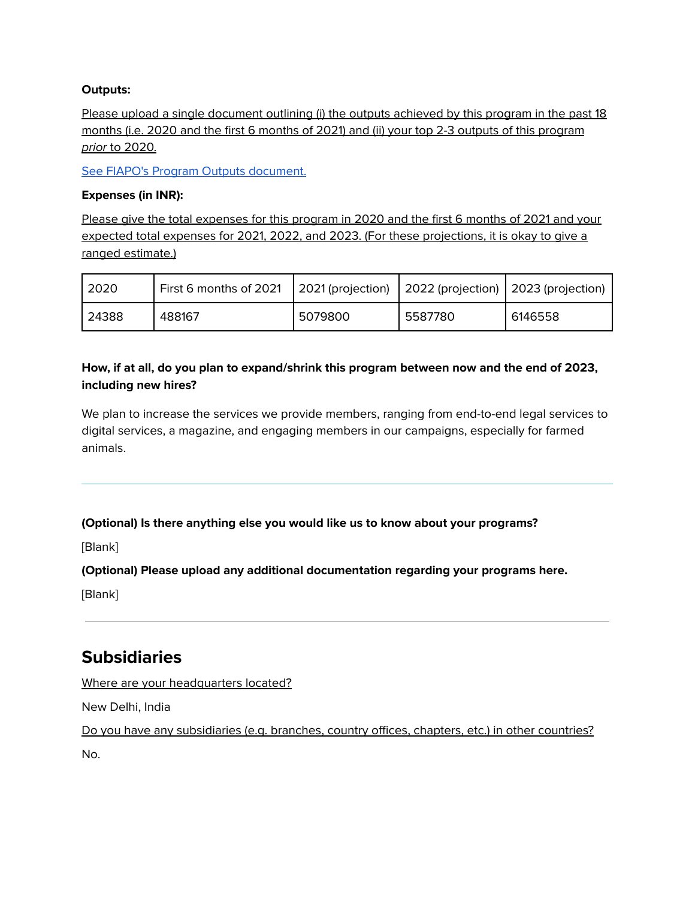**Outputs:**

Please upload a single document outlining (i) the outputs achieved by this program in the past 18 months (i.e. 2020 and the first 6 months of 2021) and (ii) your top 2-3 outputs of this program *prior* to 2020.

See FIAPO's Program Outputs document.

**Expenses (in INR):**

Please give the total expenses for this program in 2020 and the first 6 months of 2021 and your expected total expenses for 2021, 2022, and 2023. (For these projections, it is okay to give a ranged estimate.)

| 2020 | First 6 months of 2021 | 2021 (projection) | 2022 (projection) | 2023 (projection) |
|---|---|---|---|---|
| 24388 | 488167 | 5079800 | 5587780 | 6146558 |

**How, if at all, do you plan to expand/shrink this program between now and the end of 2023, including new hires?**

We plan to increase the services we provide members, ranging from end-to-end legal services to digital services, a magazine, and engaging members in our campaigns, especially for farmed animals.

---

**(Optional) Is there anything else you would like us to know about your programs?**

[Blank]

**(Optional) Please upload any additional documentation regarding your programs here.**

[Blank]

---

## Subsidiaries

Where are your headquarters located?

New Delhi, India

Do you have any subsidiaries (e.g. branches, country offices, chapters, etc.) in other countries?

No.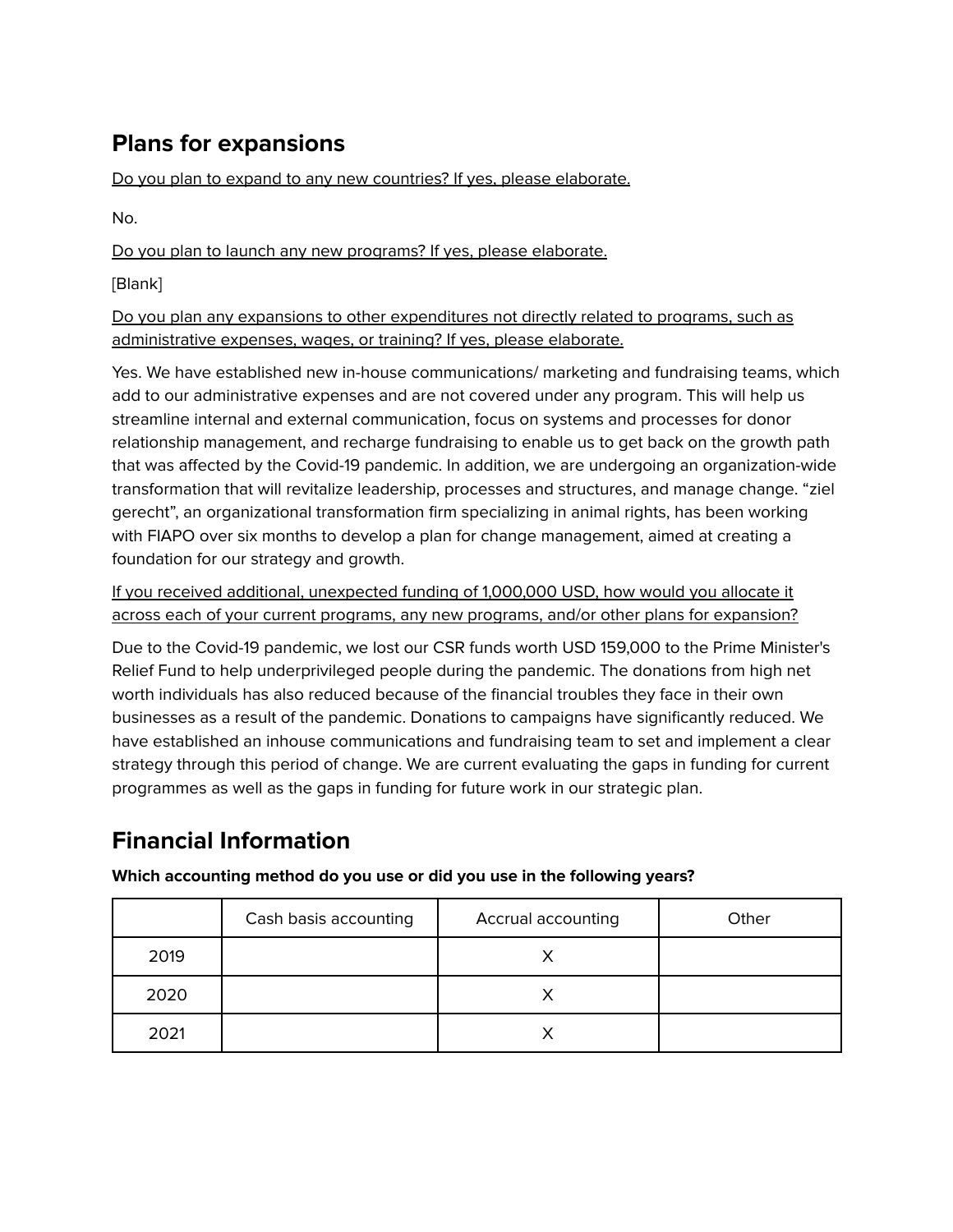## Plans for expansions

Do you plan to expand to any new countries? If yes, please elaborate.

No.

Do you plan to launch any new programs? If yes, please elaborate.

[Blank]

Do you plan any expansions to other expenditures not directly related to programs, such as administrative expenses, wages, or training? If yes, please elaborate.

Yes. We have established new in-house communications/ marketing and fundraising teams, which add to our administrative expenses and are not covered under any program. This will help us streamline internal and external communication, focus on systems and processes for donor relationship management, and recharge fundraising to enable us to get back on the growth path that was affected by the Covid-19 pandemic. In addition, we are undergoing an organization-wide transformation that will revitalize leadership, processes and structures, and manage change. "ziel gerecht", an organizational transformation firm specializing in animal rights, has been working with FIAPO over six months to develop a plan for change management, aimed at creating a foundation for our strategy and growth.

If you received additional, unexpected funding of 1,000,000 USD, how would you allocate it across each of your current programs, any new programs, and/or other plans for expansion?

Due to the Covid-19 pandemic, we lost our CSR funds worth USD 159,000 to the Prime Minister's Relief Fund to help underprivileged people during the pandemic. The donations from high net worth individuals has also reduced because of the financial troubles they face in their own businesses as a result of the pandemic. Donations to campaigns have significantly reduced. We have established an inhouse communications and fundraising team to set and implement a clear strategy through this period of change. We are current evaluating the gaps in funding for current programmes as well as the gaps in funding for future work in our strategic plan.

## Financial Information

**Which accounting method do you use or did you use in the following years?**

| | Cash basis accounting | Accrual accounting | Other |
|---|---|---|---|
| 2019 | | X | |
| 2020 | | X | |
| 2021 | | X | |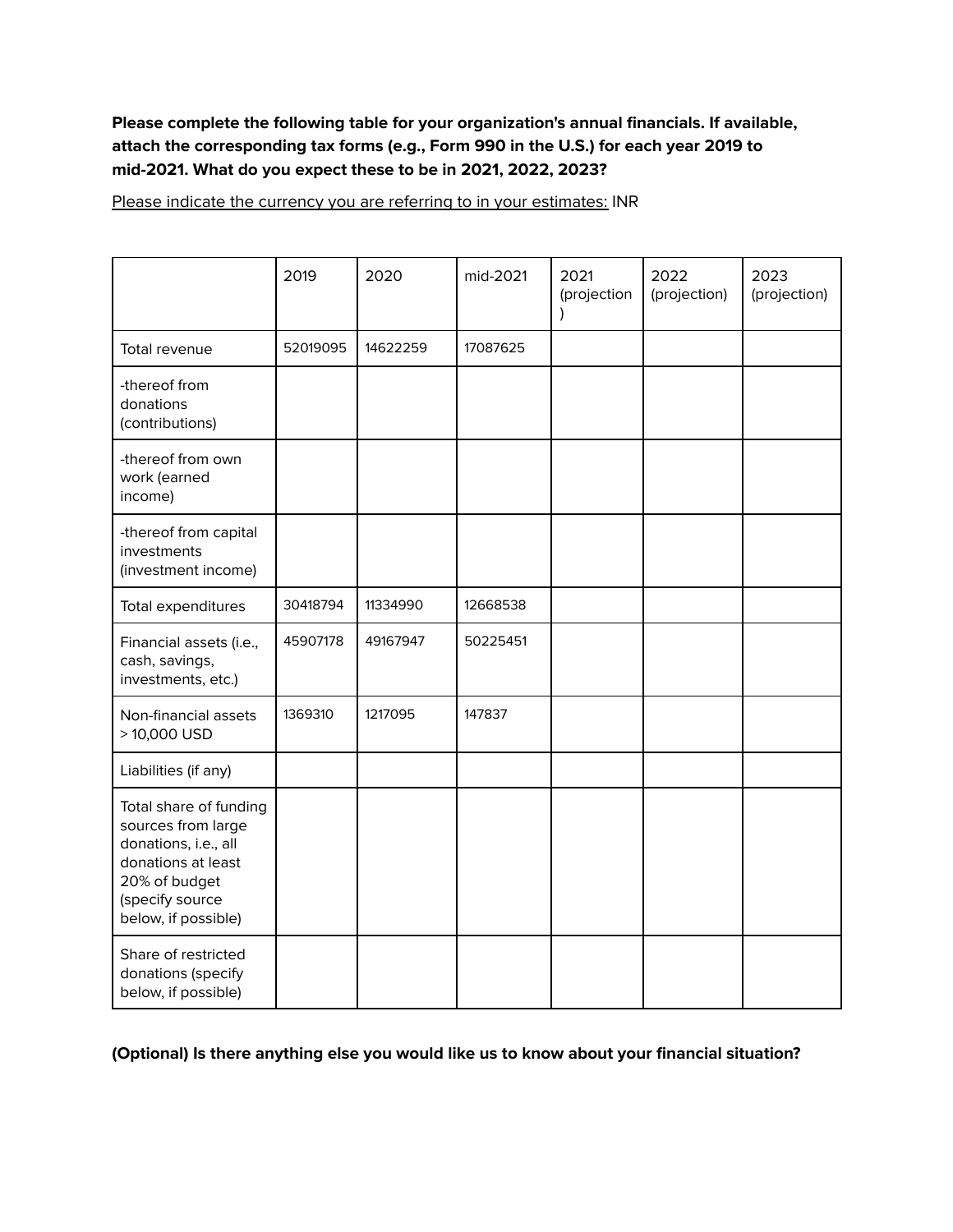**Please complete the following table for your organization's annual financials. If available, attach the corresponding tax forms (e.g., Form 990 in the U.S.) for each year 2019 to mid-2021. What do you expect these to be in 2021, 2022, 2023?**

Please indicate the currency you are referring to in your estimates: INR

| | 2019 | 2020 | mid-2021 | 2021 (projection) | 2022 (projection) | 2023 (projection) |
|---|---|---|---|---|---|---|
| Total revenue | 52019095 | 14622259 | 17087625 | | | |
| -thereof from donations (contributions) | | | | | | |
| -thereof from own work (earned income) | | | | | | |
| -thereof from capital investments (investment income) | | | | | | |
| Total expenditures | 30418794 | 11334990 | 12668538 | | | |
| Financial assets (i.e., cash, savings, investments, etc.) | 45907178 | 49167947 | 50225451 | | | |
| Non-financial assets > 10,000 USD | 1369310 | 1217095 | 147837 | | | |
| Liabilities (if any) | | | | | | |
| Total share of funding sources from large donations, i.e., all donations at least 20% of budget (specify source below, if possible) | | | | | | |
| Share of restricted donations (specify below, if possible) | | | | | | |

**(Optional) Is there anything else you would like us to know about your financial situation?**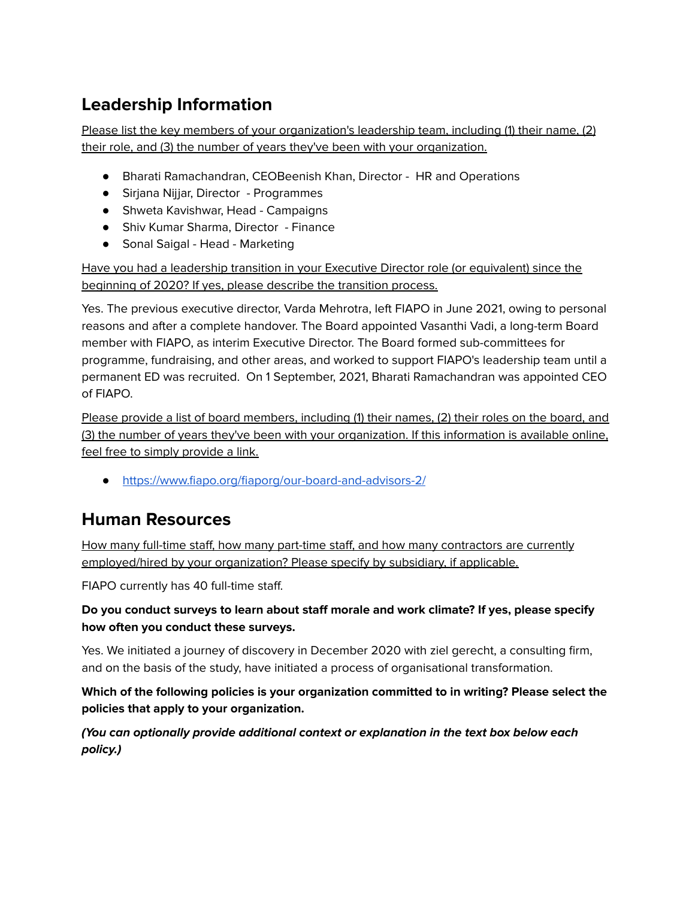## Leadership Information

Please list the key members of your organization's leadership team, including (1) their name, (2) their role, and (3) the number of years they've been with your organization.

- Bharati Ramachandran, CEOBeenish Khan, Director -  HR and Operations
- Sirjana Nijjar, Director  - Programmes
- Shweta Kavishwar, Head - Campaigns
- Shiv Kumar Sharma, Director  - Finance
- Sonal Saigal - Head - Marketing

Have you had a leadership transition in your Executive Director role (or equivalent) since the beginning of 2020? If yes, please describe the transition process.

Yes. The previous executive director, Varda Mehrotra, left FIAPO in June 2021, owing to personal reasons and after a complete handover. The Board appointed Vasanthi Vadi, a long-term Board member with FIAPO, as interim Executive Director. The Board formed sub-committees for programme, fundraising, and other areas, and worked to support FIAPO's leadership team until a permanent ED was recruited.  On 1 September, 2021, Bharati Ramachandran was appointed CEO of FIAPO.

Please provide a list of board members, including (1) their names, (2) their roles on the board, and (3) the number of years they've been with your organization. If this information is available online, feel free to simply provide a link.

- https://www.fiapo.org/fiaporg/our-board-and-advisors-2/

## Human Resources

How many full-time staff, how many part-time staff, and how many contractors are currently employed/hired by your organization? Please specify by subsidiary, if applicable.

FIAPO currently has 40 full-time staff.

**Do you conduct surveys to learn about staff morale and work climate? If yes, please specify how often you conduct these surveys.**

Yes. We initiated a journey of discovery in December 2020 with ziel gerecht, a consulting firm, and on the basis of the study, have initiated a process of organisational transformation.

**Which of the following policies is your organization committed to in writing? Please select the policies that apply to your organization.**

***(You can optionally provide additional context or explanation in the text box below each policy.)***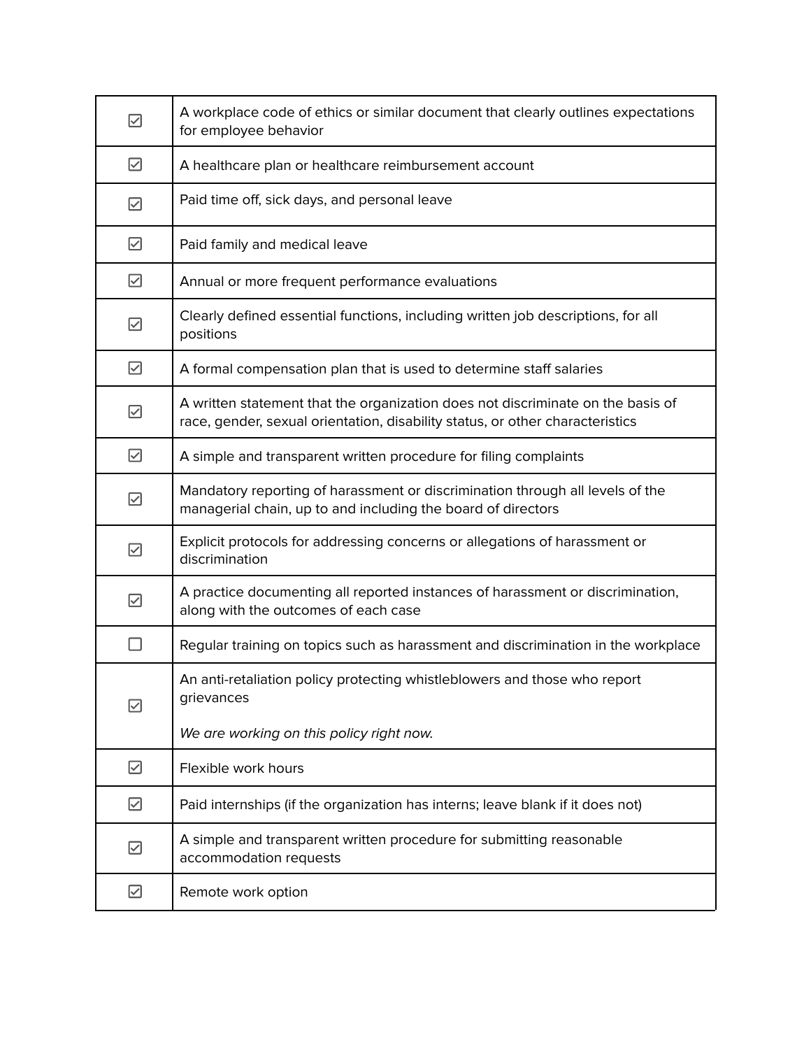| | |
|---|---|
| ☑ | A workplace code of ethics or similar document that clearly outlines expectations for employee behavior |
| ☑ | A healthcare plan or healthcare reimbursement account |
| ☑ | Paid time off, sick days, and personal leave |
| ☑ | Paid family and medical leave |
| ☑ | Annual or more frequent performance evaluations |
| ☑ | Clearly defined essential functions, including written job descriptions, for all positions |
| ☑ | A formal compensation plan that is used to determine staff salaries |
| ☑ | A written statement that the organization does not discriminate on the basis of race, gender, sexual orientation, disability status, or other characteristics |
| ☑ | A simple and transparent written procedure for filing complaints |
| ☑ | Mandatory reporting of harassment or discrimination through all levels of the managerial chain, up to and including the board of directors |
| ☑ | Explicit protocols for addressing concerns or allegations of harassment or discrimination |
| ☑ | A practice documenting all reported instances of harassment or discrimination, along with the outcomes of each case |
| ☐ | Regular training on topics such as harassment and discrimination in the workplace |
| ☑ | An anti-retaliation policy protecting whistleblowers and those who report grievances<br><br>*We are working on this policy right now.* |
| ☑ | Flexible work hours |
| ☑ | Paid internships (if the organization has interns; leave blank if it does not) |
| ☑ | A simple and transparent written procedure for submitting reasonable accommodation requests |
| ☑ | Remote work option |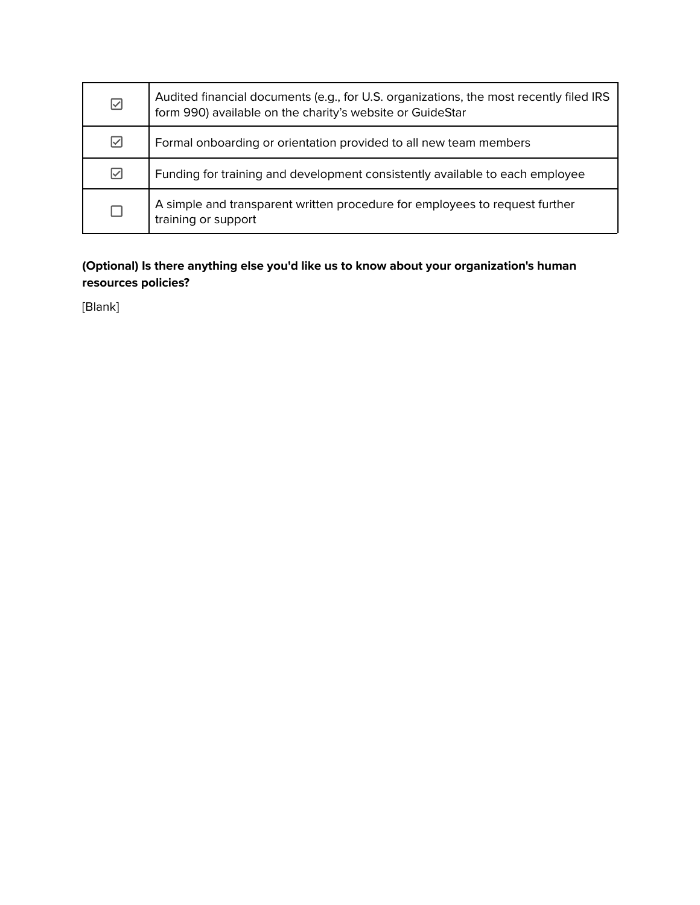| | |
|---|---|
| ☑ | Audited financial documents (e.g., for U.S. organizations, the most recently filed IRS form 990) available on the charity's website or GuideStar |
| ☑ | Formal onboarding or orientation provided to all new team members |
| ☑ | Funding for training and development consistently available to each employee |
| ☐ | A simple and transparent written procedure for employees to request further training or support |

**(Optional) Is there anything else you'd like us to know about your organization's human resources policies?**

[Blank]